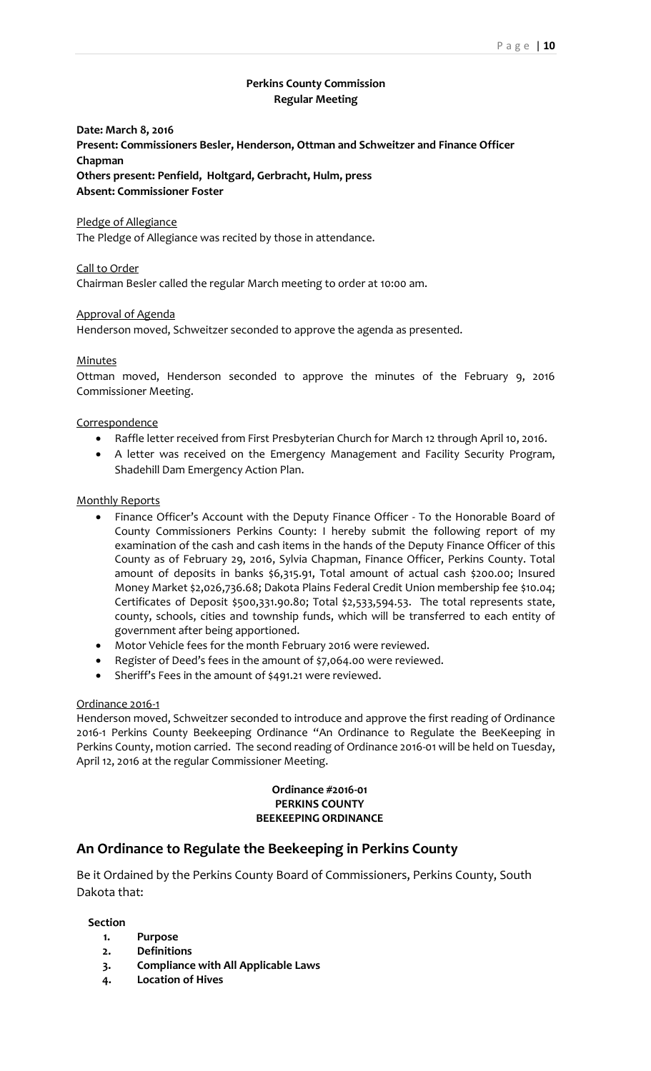**Perkins County Commission**
**Regular Meeting**

**Date: March 8, 2016**
**Present: Commissioners Besler, Henderson, Ottman and Schweitzer and Finance Officer Chapman**
**Others present: Penfield, Holtgard, Gerbracht, Hulm, press**
**Absent: Commissioner Foster**

Pledge of Allegiance

The Pledge of Allegiance was recited by those in attendance.

Call to Order

Chairman Besler called the regular March meeting to order at 10:00 am.

Approval of Agenda

Henderson moved, Schweitzer seconded to approve the agenda as presented.

Minutes

Ottman moved, Henderson seconded to approve the minutes of the February 9, 2016 Commissioner Meeting.

Correspondence

- Raffle letter received from First Presbyterian Church for March 12 through April 10, 2016.
- A letter was received on the Emergency Management and Facility Security Program, Shadehill Dam Emergency Action Plan.

Monthly Reports

- Finance Officer's Account with the Deputy Finance Officer - To the Honorable Board of County Commissioners Perkins County: I hereby submit the following report of my examination of the cash and cash items in the hands of the Deputy Finance Officer of this County as of February 29, 2016, Sylvia Chapman, Finance Officer, Perkins County. Total amount of deposits in banks $6,315.91, Total amount of actual cash $200.00; Insured Money Market $2,026,736.68; Dakota Plains Federal Credit Union membership fee $10.04; Certificates of Deposit $500,331.90.80; Total $2,533,594.53. The total represents state, county, schools, cities and township funds, which will be transferred to each entity of government after being apportioned.
- Motor Vehicle fees for the month February 2016 were reviewed.
- Register of Deed's fees in the amount of $7,064.00 were reviewed.
- Sheriff's Fees in the amount of $491.21 were reviewed.

Ordinance 2016-1

Henderson moved, Schweitzer seconded to introduce and approve the first reading of Ordinance 2016-1 Perkins County Beekeeping Ordinance "An Ordinance to Regulate the BeeKeeping in Perkins County, motion carried. The second reading of Ordinance 2016-01 will be held on Tuesday, April 12, 2016 at the regular Commissioner Meeting.

**Ordinance #2016-01**
**PERKINS COUNTY**
**BEEKEEPING ORDINANCE**

## An Ordinance to Regulate the Beekeeping in Perkins County

Be it Ordained by the Perkins County Board of Commissioners, Perkins County, South Dakota that:

**Section**

1. **Purpose**
2. **Definitions**
3. **Compliance with All Applicable Laws**
4. **Location of Hives**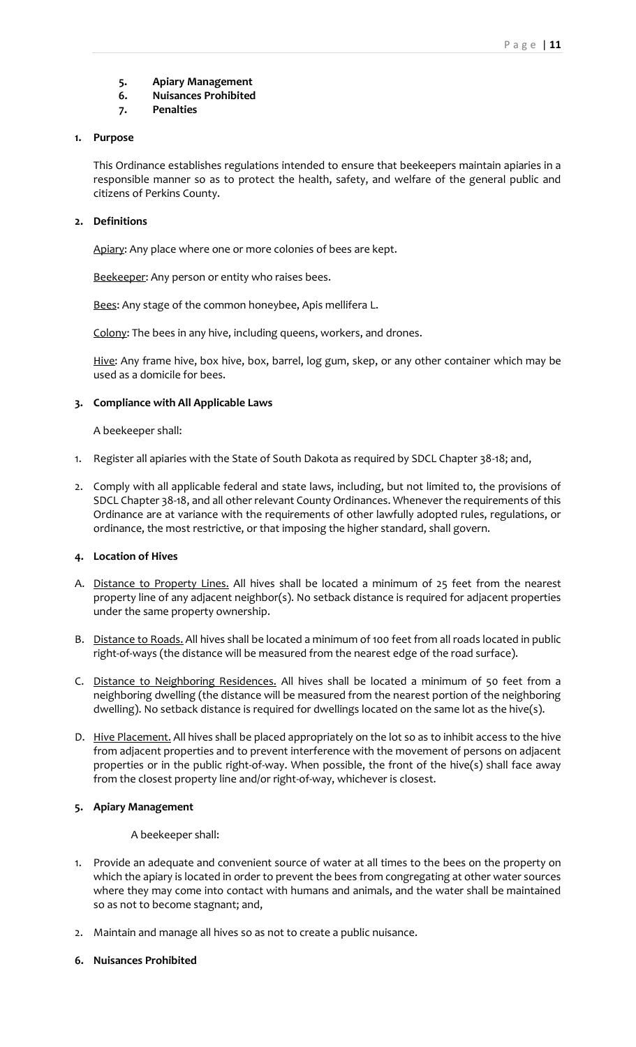5. **Apiary Management**
6. **Nuisances Prohibited**
7. **Penalties**

## 1. Purpose

This Ordinance establishes regulations intended to ensure that beekeepers maintain apiaries in a responsible manner so as to protect the health, safety, and welfare of the general public and citizens of Perkins County.

## 2. Definitions

Apiary: Any place where one or more colonies of bees are kept.

Beekeeper: Any person or entity who raises bees.

Bees: Any stage of the common honeybee, Apis mellifera L.

Colony: The bees in any hive, including queens, workers, and drones.

Hive: Any frame hive, box hive, box, barrel, log gum, skep, or any other container which may be used as a domicile for bees.

## 3. Compliance with All Applicable Laws

A beekeeper shall:

1. Register all apiaries with the State of South Dakota as required by SDCL Chapter 38-18; and,

2. Comply with all applicable federal and state laws, including, but not limited to, the provisions of SDCL Chapter 38-18, and all other relevant County Ordinances. Whenever the requirements of this Ordinance are at variance with the requirements of other lawfully adopted rules, regulations, or ordinance, the most restrictive, or that imposing the higher standard, shall govern.

## 4. Location of Hives

A. Distance to Property Lines. All hives shall be located a minimum of 25 feet from the nearest property line of any adjacent neighbor(s). No setback distance is required for adjacent properties under the same property ownership.

B. Distance to Roads. All hives shall be located a minimum of 100 feet from all roads located in public right-of-ways (the distance will be measured from the nearest edge of the road surface).

C. Distance to Neighboring Residences. All hives shall be located a minimum of 50 feet from a neighboring dwelling (the distance will be measured from the nearest portion of the neighboring dwelling). No setback distance is required for dwellings located on the same lot as the hive(s).

D. Hive Placement. All hives shall be placed appropriately on the lot so as to inhibit access to the hive from adjacent properties and to prevent interference with the movement of persons on adjacent properties or in the public right-of-way. When possible, the front of the hive(s) shall face away from the closest property line and/or right-of-way, whichever is closest.

## 5. Apiary Management

A beekeeper shall:

1. Provide an adequate and convenient source of water at all times to the bees on the property on which the apiary is located in order to prevent the bees from congregating at other water sources where they may come into contact with humans and animals, and the water shall be maintained so as not to become stagnant; and,

2. Maintain and manage all hives so as not to create a public nuisance.

## 6. Nuisances Prohibited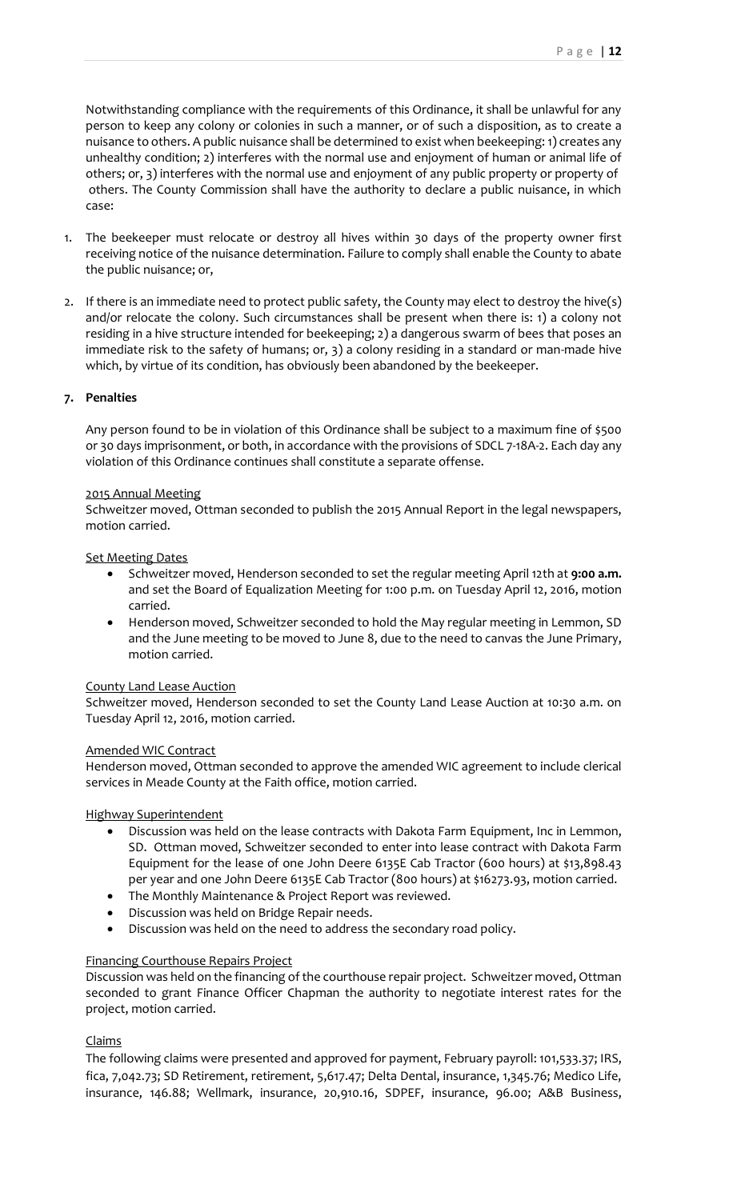Notwithstanding compliance with the requirements of this Ordinance, it shall be unlawful for any person to keep any colony or colonies in such a manner, or of such a disposition, as to create a nuisance to others. A public nuisance shall be determined to exist when beekeeping: 1) creates any unhealthy condition; 2) interferes with the normal use and enjoyment of human or animal life of others; or, 3) interferes with the normal use and enjoyment of any public property or property of others. The County Commission shall have the authority to declare a public nuisance, in which case:

1. The beekeeper must relocate or destroy all hives within 30 days of the property owner first receiving notice of the nuisance determination. Failure to comply shall enable the County to abate the public nuisance; or,

2. If there is an immediate need to protect public safety, the County may elect to destroy the hive(s) and/or relocate the colony. Such circumstances shall be present when there is: 1) a colony not residing in a hive structure intended for beekeeping; 2) a dangerous swarm of bees that poses an immediate risk to the safety of humans; or, 3) a colony residing in a standard or man-made hive which, by virtue of its condition, has obviously been abandoned by the beekeeper.

**7. Penalties**

Any person found to be in violation of this Ordinance shall be subject to a maximum fine of $500 or 30 days imprisonment, or both, in accordance with the provisions of SDCL 7-18A-2. Each day any violation of this Ordinance continues shall constitute a separate offense.

<u>2015 Annual Meeting</u>
Schweitzer moved, Ottman seconded to publish the 2015 Annual Report in the legal newspapers, motion carried.

<u>Set Meeting Dates</u>

- Schweitzer moved, Henderson seconded to set the regular meeting April 12th at **9:00 a.m.** and set the Board of Equalization Meeting for 1:00 p.m. on Tuesday April 12, 2016, motion carried.
- Henderson moved, Schweitzer seconded to hold the May regular meeting in Lemmon, SD and the June meeting to be moved to June 8, due to the need to canvas the June Primary, motion carried.

<u>County Land Lease Auction</u>
Schweitzer moved, Henderson seconded to set the County Land Lease Auction at 10:30 a.m. on Tuesday April 12, 2016, motion carried.

<u>Amended WIC Contract</u>
Henderson moved, Ottman seconded to approve the amended WIC agreement to include clerical services in Meade County at the Faith office, motion carried.

<u>Highway Superintendent</u>

- Discussion was held on the lease contracts with Dakota Farm Equipment, Inc in Lemmon, SD. Ottman moved, Schweitzer seconded to enter into lease contract with Dakota Farm Equipment for the lease of one John Deere 6135E Cab Tractor (600 hours) at $13,898.43 per year and one John Deere 6135E Cab Tractor (800 hours) at $16273.93, motion carried.
- The Monthly Maintenance & Project Report was reviewed.
- Discussion was held on Bridge Repair needs.
- Discussion was held on the need to address the secondary road policy.

<u>Financing Courthouse Repairs Project</u>
Discussion was held on the financing of the courthouse repair project. Schweitzer moved, Ottman seconded to grant Finance Officer Chapman the authority to negotiate interest rates for the project, motion carried.

<u>Claims</u>
The following claims were presented and approved for payment, February payroll: 101,533.37; IRS, fica, 7,042.73; SD Retirement, retirement, 5,617.47; Delta Dental, insurance, 1,345.76; Medico Life, insurance, 146.88; Wellmark, insurance, 20,910.16, SDPEF, insurance, 96.00; A&B Business,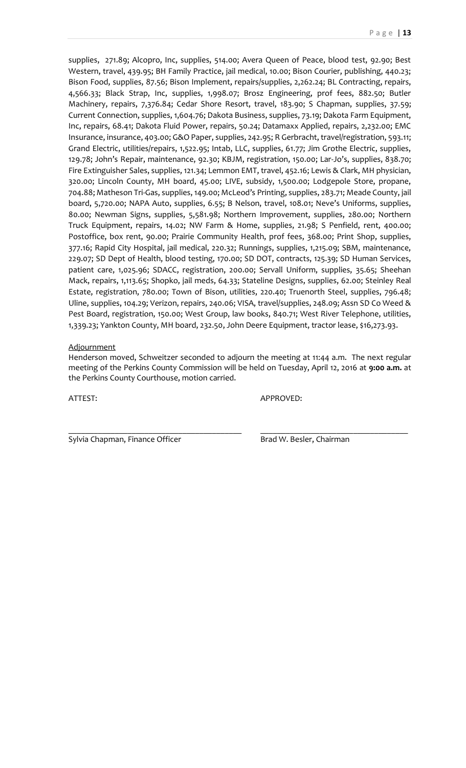supplies, 271.89; Alcopro, Inc, supplies, 514.00; Avera Queen of Peace, blood test, 92.90; Best Western, travel, 439.95; BH Family Practice, jail medical, 10.00; Bison Courier, publishing, 440.23; Bison Food, supplies, 87.56; Bison Implement, repairs/supplies, 2,262.24; BL Contracting, repairs, 4,566.33; Black Strap, Inc, supplies, 1,998.07; Brosz Engineering, prof fees, 882.50; Butler Machinery, repairs, 7,376.84; Cedar Shore Resort, travel, 183.90; S Chapman, supplies, 37.59; Current Connection, supplies, 1,604.76; Dakota Business, supplies, 73.19; Dakota Farm Equipment, Inc, repairs, 68.41; Dakota Fluid Power, repairs, 50.24; Datamaxx Applied, repairs, 2,232.00; EMC Insurance, insurance, 403.00; G&O Paper, supplies, 242.95; R Gerbracht, travel/registration, 593.11; Grand Electric, utilities/repairs, 1,522.95; Intab, LLC, supplies, 61.77; Jim Grothe Electric, supplies, 129.78; John's Repair, maintenance, 92.30; KBJM, registration, 150.00; Lar-Jo's, supplies, 838.70; Fire Extinguisher Sales, supplies, 121.34; Lemmon EMT, travel, 452.16; Lewis & Clark, MH physician, 320.00; Lincoln County, MH board, 45.00; LIVE, subsidy, 1,500.00; Lodgepole Store, propane, 704.88; Matheson Tri-Gas, supplies, 149.00; McLeod's Printing, supplies, 283.71; Meade County, jail board, 5,720.00; NAPA Auto, supplies, 6.55; B Nelson, travel, 108.01; Neve's Uniforms, supplies, 80.00; Newman Signs, supplies, 5,581.98; Northern Improvement, supplies, 280.00; Northern Truck Equipment, repairs, 14.02; NW Farm & Home, supplies, 21.98; S Penfield, rent, 400.00; Postoffice, box rent, 90.00; Prairie Community Health, prof fees, 368.00; Print Shop, supplies, 377.16; Rapid City Hospital, jail medical, 220.32; Runnings, supplies, 1,215.09; SBM, maintenance, 229.07; SD Dept of Health, blood testing, 170.00; SD DOT, contracts, 125.39; SD Human Services, patient care, 1,025.96; SDACC, registration, 200.00; Servall Uniform, supplies, 35.65; Sheehan Mack, repairs, 1,113.65; Shopko, jail meds, 64.33; Stateline Designs, supplies, 62.00; Steinley Real Estate, registration, 780.00; Town of Bison, utilities, 220.40; Truenorth Steel, supplies, 796.48; Uline, supplies, 104.29; Verizon, repairs, 240.06; VISA, travel/supplies, 248.09; Assn SD Co Weed & Pest Board, registration, 150.00; West Group, law books, 840.71; West River Telephone, utilities, 1,339.23; Yankton County, MH board, 232.50, John Deere Equipment, tractor lease, $16,273.93.

Adjournment

Henderson moved, Schweitzer seconded to adjourn the meeting at 11:44 a.m. The next regular meeting of the Perkins County Commission will be held on Tuesday, April 12, 2016 at **9:00 a.m.** at the Perkins County Courthouse, motion carried.

ATTEST: APPROVED:

\_\_\_\_\_\_\_\_\_\_\_\_\_\_\_\_\_\_\_\_\_\_\_\_\_\_\_\_\_\_\_\_\_\_\_ \_\_\_\_\_\_\_\_\_\_\_\_\_\_\_\_\_\_\_\_\_\_\_\_\_\_\_\_\_\_\_\_\_\_\_

Sylvia Chapman, Finance Officer Brad W. Besler, Chairman